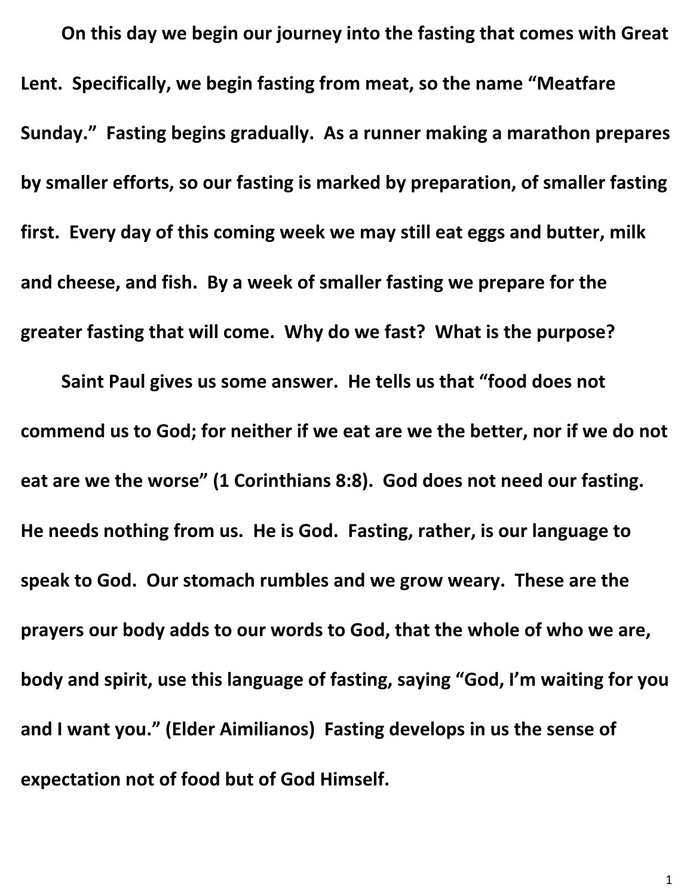**On this day we begin our journey into the fasting that comes with Great Lent. Specifically, we begin fasting from meat, so the name "Meatfare Sunday." Fasting begins gradually. As a runner making a marathon prepares by smaller efforts, so our fasting is marked by preparation, of smaller fasting first. Every day of this coming week we may still eat eggs and butter, milk and cheese, and fish. By a week of smaller fasting we prepare for the greater fasting that will come. Why do we fast? What is the purpose?**

**Saint Paul gives us some answer. He tells us that "food does not commend us to God; for neither if we eat are we the better, nor if we do not eat are we the worse" (1 Corinthians 8:8). God does not need our fasting. He needs nothing from us. He is God. Fasting, rather, is our language to speak to God. Our stomach rumbles and we grow weary. These are the prayers our body adds to our words to God, that the whole of who we are, body and spirit, use this language of fasting, saying "God, I'm waiting for you and I want you." (Elder Aimilianos) Fasting develops in us the sense of expectation not of food but of God Himself.**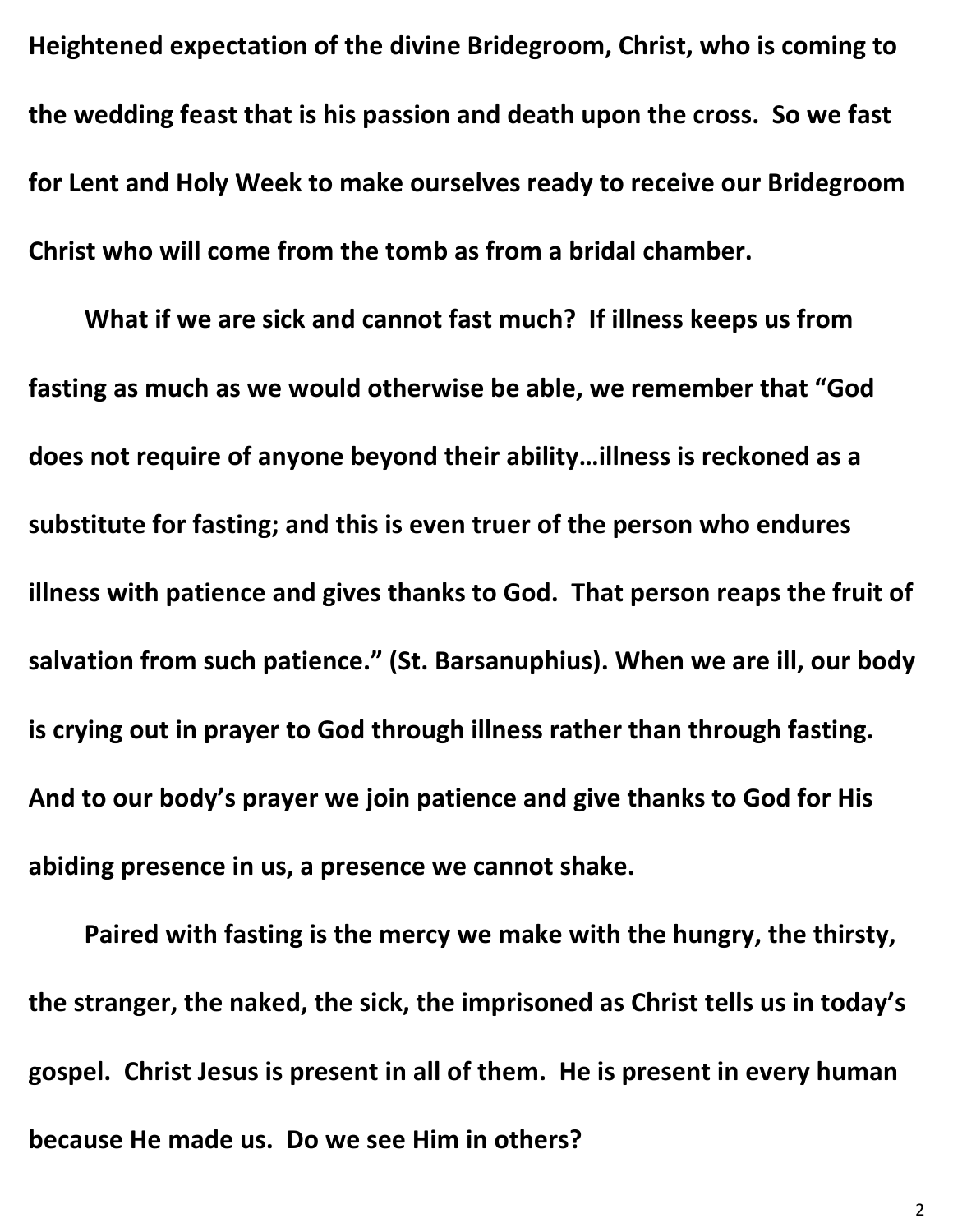**Heightened expectation of the divine Bridegroom, Christ, who is coming to the wedding feast that is his passion and death upon the cross. So we fast for Lent and Holy Week to make ourselves ready to receive our Bridegroom Christ who will come from the tomb as from a bridal chamber.**

**What if we are sick and cannot fast much? If illness keeps us from fasting as much as we would otherwise be able, we remember that "God does not require of anyone beyond their ability…illness is reckoned as a substitute for fasting; and this is even truer of the person who endures illness with patience and gives thanks to God. That person reaps the fruit of salvation from such patience." (St. Barsanuphius). When we are ill, our body is crying out in prayer to God through illness rather than through fasting. And to our body's prayer we join patience and give thanks to God for His abiding presence in us, a presence we cannot shake.**

**Paired with fasting is the mercy we make with the hungry, the thirsty, the stranger, the naked, the sick, the imprisoned as Christ tells us in today's gospel. Christ Jesus is present in all of them. He is present in every human because He made us. Do we see Him in others?**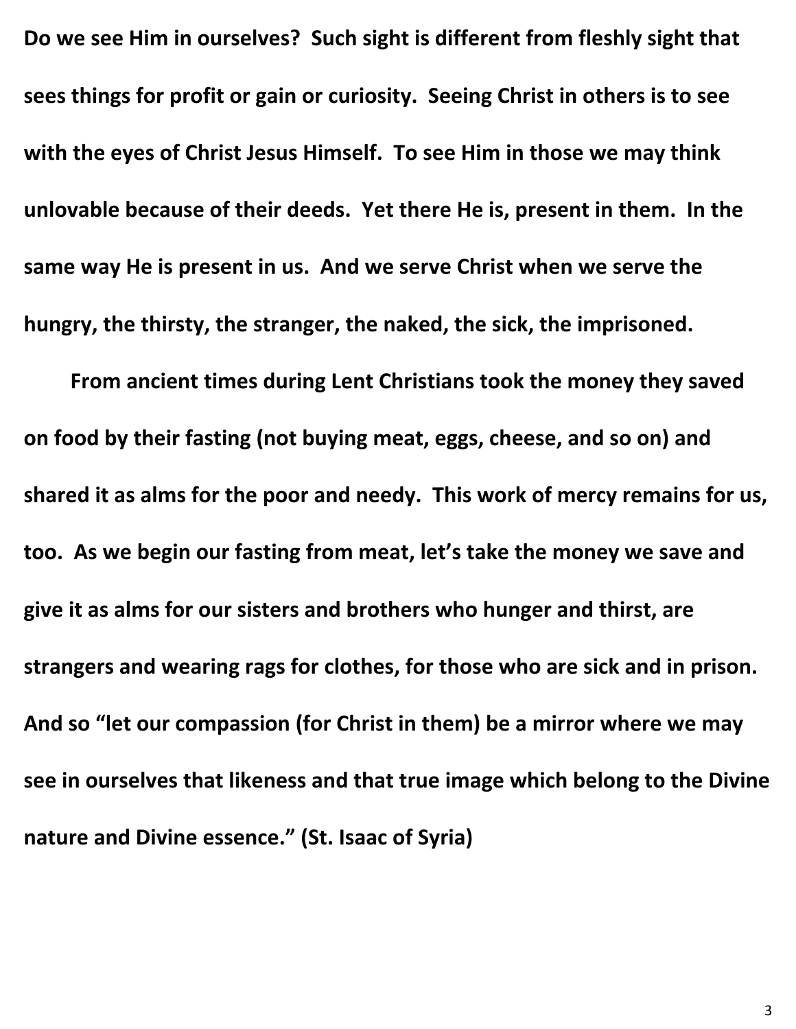**Do we see Him in ourselves? Such sight is different from fleshly sight that sees things for profit or gain or curiosity. Seeing Christ in others is to see with the eyes of Christ Jesus Himself. To see Him in those we may think unlovable because of their deeds. Yet there He is, present in them. In the same way He is present in us. And we serve Christ when we serve the hungry, the thirsty, the stranger, the naked, the sick, the imprisoned.**

**From ancient times during Lent Christians took the money they saved on food by their fasting (not buying meat, eggs, cheese, and so on) and shared it as alms for the poor and needy. This work of mercy remains for us, too. As we begin our fasting from meat, let's take the money we save and give it as alms for our sisters and brothers who hunger and thirst, are strangers and wearing rags for clothes, for those who are sick and in prison. And so "let our compassion (for Christ in them) be a mirror where we may see in ourselves that likeness and that true image which belong to the Divine nature and Divine essence." (St. Isaac of Syria)**